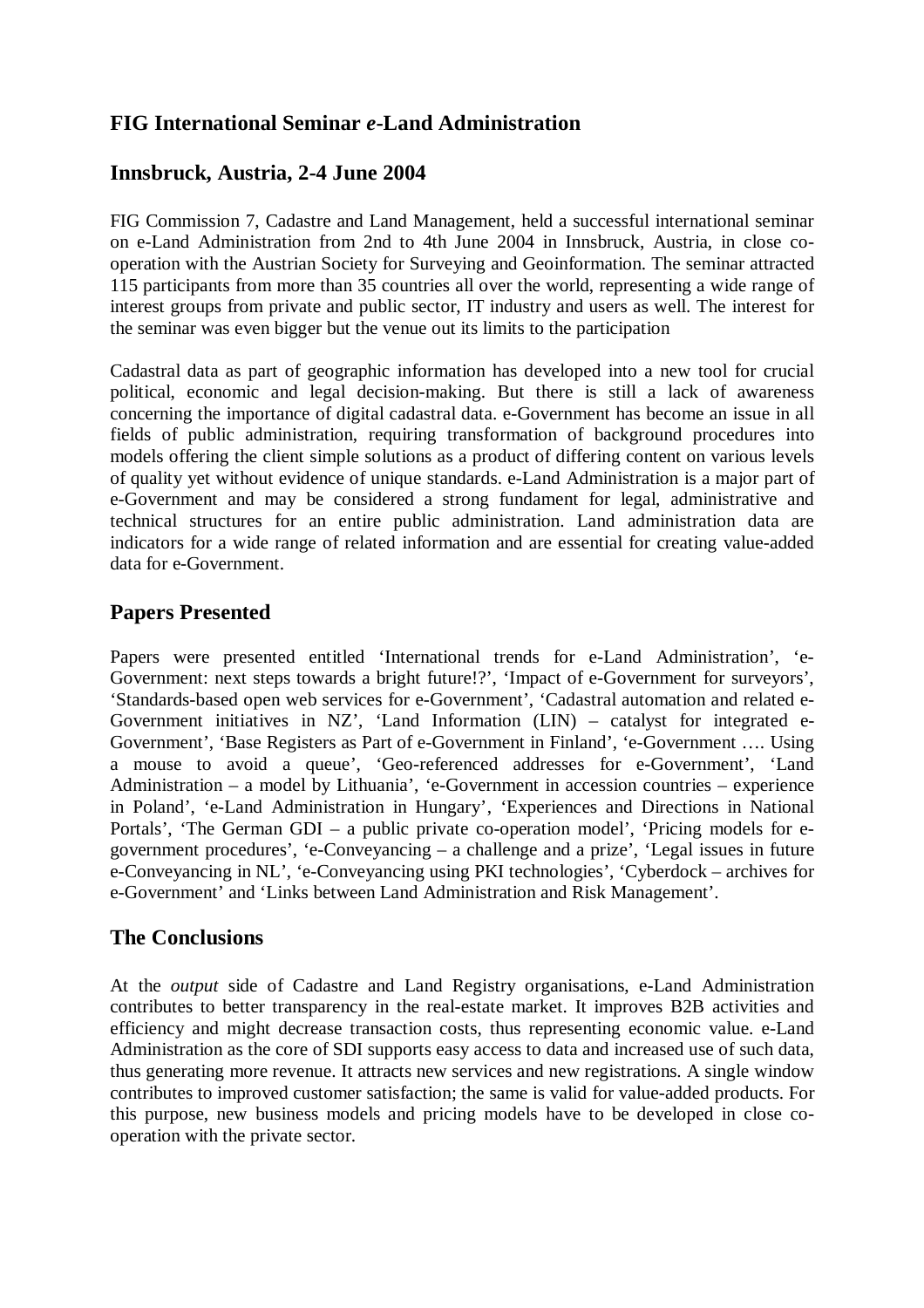# FIG International Seminar *e*-Land Administration

## Innsbruck, Austria, 2-4 June 2004

FIG Commission 7, Cadastre and Land Management, held a successful international seminar on e-Land Administration from 2nd to 4th June 2004 in Innsbruck, Austria, in close co-operation with the Austrian Society for Surveying and Geoinformation. The seminar attracted 115 participants from more than 35 countries all over the world, representing a wide range of interest groups from private and public sector, IT industry and users as well. The interest for the seminar was even bigger but the venue out its limits to the participation

Cadastral data as part of geographic information has developed into a new tool for crucial political, economic and legal decision-making. But there is still a lack of awareness concerning the importance of digital cadastral data. e-Government has become an issue in all fields of public administration, requiring transformation of background procedures into models offering the client simple solutions as a product of differing content on various levels of quality yet without evidence of unique standards. e-Land Administration is a major part of e-Government and may be considered a strong fundament for legal, administrative and technical structures for an entire public administration. Land administration data are indicators for a wide range of related information and are essential for creating value-added data for e-Government.

## Papers Presented

Papers were presented entitled 'International trends for e-Land Administration', 'e-Government: next steps towards a bright future!?', 'Impact of e-Government for surveyors', 'Standards-based open web services for e-Government', 'Cadastral automation and related e-Government initiatives in NZ', 'Land Information (LIN) – catalyst for integrated e-Government', 'Base Registers as Part of e-Government in Finland', 'e-Government …. Using a mouse to avoid a queue', 'Geo-referenced addresses for e-Government', 'Land Administration – a model by Lithuania', 'e-Government in accession countries – experience in Poland', 'e-Land Administration in Hungary', 'Experiences and Directions in National Portals', 'The German GDI – a public private co-operation model', 'Pricing models for e-government procedures', 'e-Conveyancing – a challenge and a prize', 'Legal issues in future e-Conveyancing in NL', 'e-Conveyancing using PKI technologies', 'Cyberdock – archives for e-Government' and 'Links between Land Administration and Risk Management'.

## The Conclusions

At the *output* side of Cadastre and Land Registry organisations, e-Land Administration contributes to better transparency in the real-estate market. It improves B2B activities and efficiency and might decrease transaction costs, thus representing economic value. e-Land Administration as the core of SDI supports easy access to data and increased use of such data, thus generating more revenue. It attracts new services and new registrations. A single window contributes to improved customer satisfaction; the same is valid for value-added products. For this purpose, new business models and pricing models have to be developed in close co-operation with the private sector.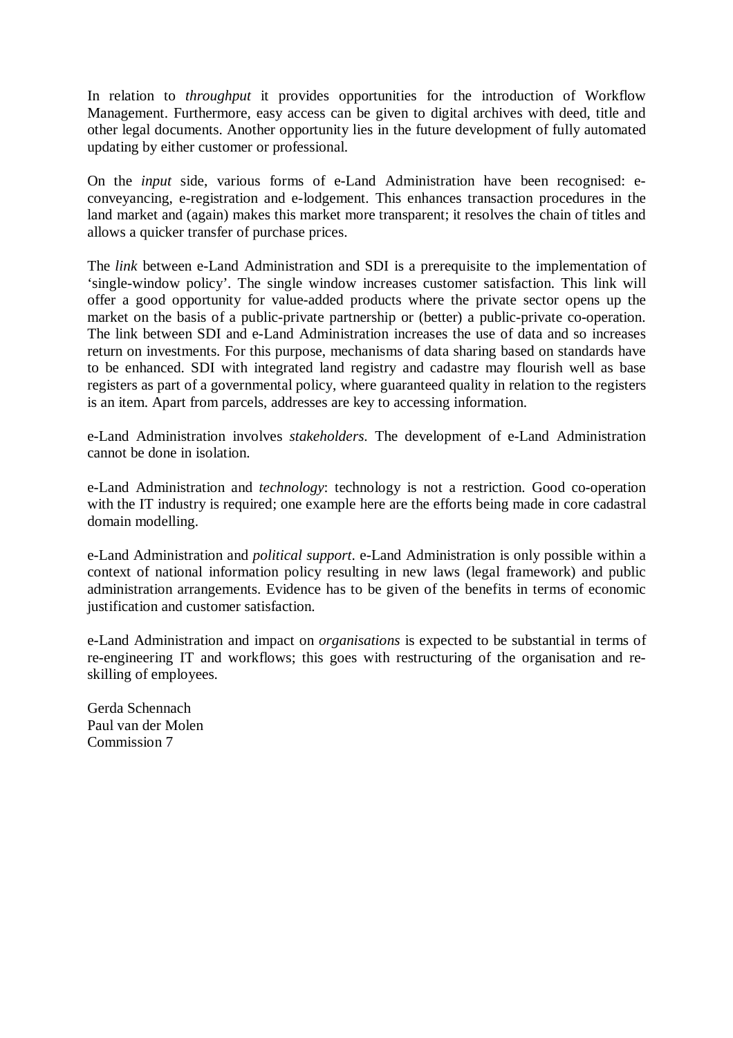In relation to *throughput* it provides opportunities for the introduction of Workflow Management. Furthermore, easy access can be given to digital archives with deed, title and other legal documents. Another opportunity lies in the future development of fully automated updating by either customer or professional.

On the *input* side, various forms of e-Land Administration have been recognised: e-conveyancing, e-registration and e-lodgement. This enhances transaction procedures in the land market and (again) makes this market more transparent; it resolves the chain of titles and allows a quicker transfer of purchase prices.

The *link* between e-Land Administration and SDI is a prerequisite to the implementation of 'single-window policy'. The single window increases customer satisfaction. This link will offer a good opportunity for value-added products where the private sector opens up the market on the basis of a public-private partnership or (better) a public-private co-operation. The link between SDI and e-Land Administration increases the use of data and so increases return on investments. For this purpose, mechanisms of data sharing based on standards have to be enhanced. SDI with integrated land registry and cadastre may flourish well as base registers as part of a governmental policy, where guaranteed quality in relation to the registers is an item. Apart from parcels, addresses are key to accessing information.

e-Land Administration involves *stakeholders*. The development of e-Land Administration cannot be done in isolation.

e-Land Administration and *technology*: technology is not a restriction. Good co-operation with the IT industry is required; one example here are the efforts being made in core cadastral domain modelling.

e-Land Administration and *political support*. e-Land Administration is only possible within a context of national information policy resulting in new laws (legal framework) and public administration arrangements. Evidence has to be given of the benefits in terms of economic justification and customer satisfaction.

e-Land Administration and impact on *organisations* is expected to be substantial in terms of re-engineering IT and workflows; this goes with restructuring of the organisation and re-skilling of employees.

Gerda Schennach  
Paul van der Molen  
Commission 7